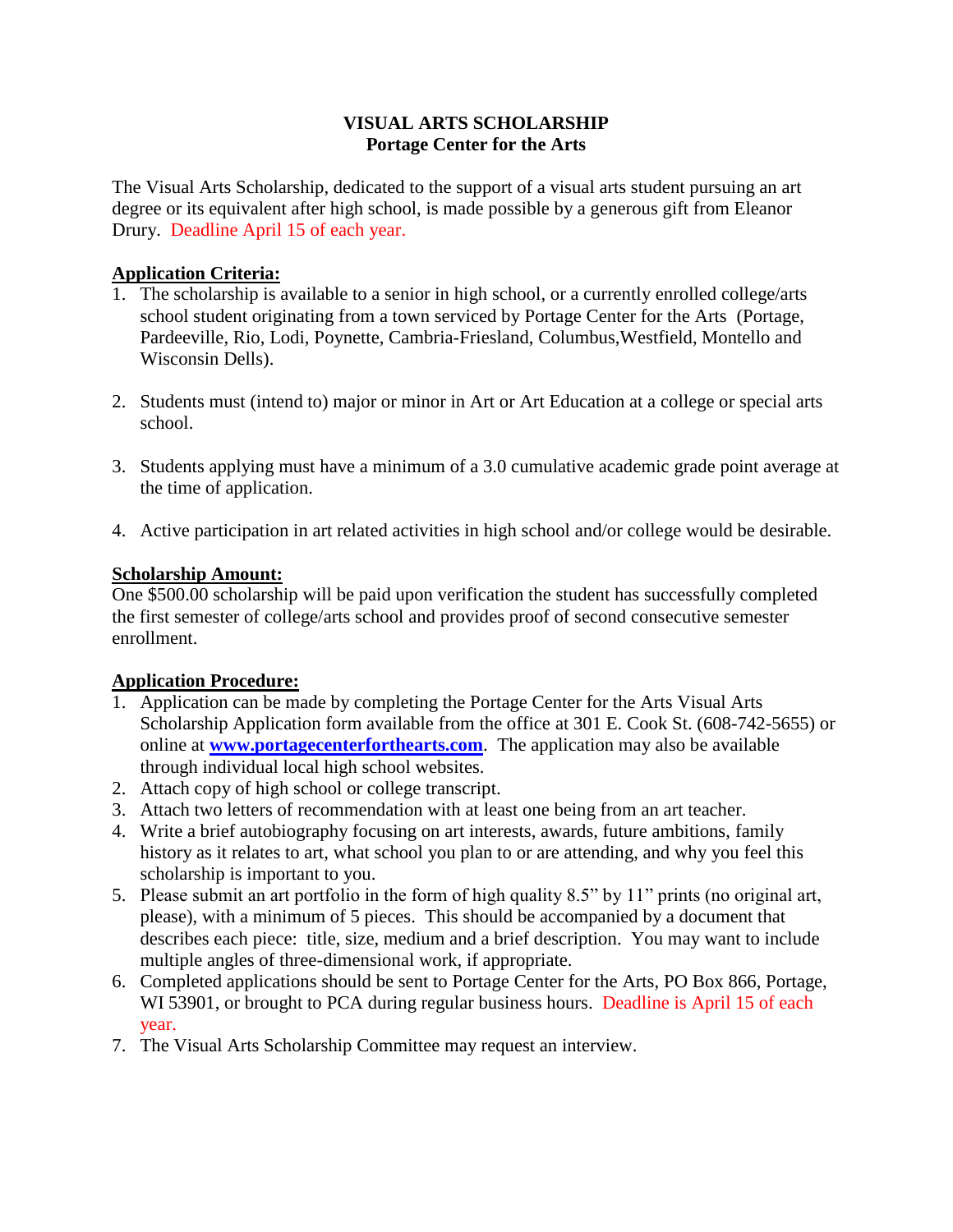# VISUAL ARTS SCHOLARSHIP
## Portage Center for the Arts

The Visual Arts Scholarship, dedicated to the support of a visual arts student pursuing an art degree or its equivalent after high school, is made possible by a generous gift from Eleanor Drury. Deadline April 15 of each year.

**Application Criteria:**

1. The scholarship is available to a senior in high school, or a currently enrolled college/arts school student originating from a town serviced by Portage Center for the Arts (Portage, Pardeeville, Rio, Lodi, Poynette, Cambria-Friesland, Columbus,Westfield, Montello and Wisconsin Dells).

2. Students must (intend to) major or minor in Art or Art Education at a college or special arts school.

3. Students applying must have a minimum of a 3.0 cumulative academic grade point average at the time of application.

4. Active participation in art related activities in high school and/or college would be desirable.

**Scholarship Amount:**

One $500.00 scholarship will be paid upon verification the student has successfully completed the first semester of college/arts school and provides proof of second consecutive semester enrollment.

**Application Procedure:**

1. Application can be made by completing the Portage Center for the Arts Visual Arts Scholarship Application form available from the office at 301 E. Cook St. (608-742-5655) or online at **www.portagecenterforthearts.com**. The application may also be available through individual local high school websites.
2. Attach copy of high school or college transcript.
3. Attach two letters of recommendation with at least one being from an art teacher.
4. Write a brief autobiography focusing on art interests, awards, future ambitions, family history as it relates to art, what school you plan to or are attending, and why you feel this scholarship is important to you.
5. Please submit an art portfolio in the form of high quality 8.5" by 11" prints (no original art, please), with a minimum of 5 pieces. This should be accompanied by a document that describes each piece: title, size, medium and a brief description. You may want to include multiple angles of three-dimensional work, if appropriate.
6. Completed applications should be sent to Portage Center for the Arts, PO Box 866, Portage, WI 53901, or brought to PCA during regular business hours. Deadline is April 15 of each year.
7. The Visual Arts Scholarship Committee may request an interview.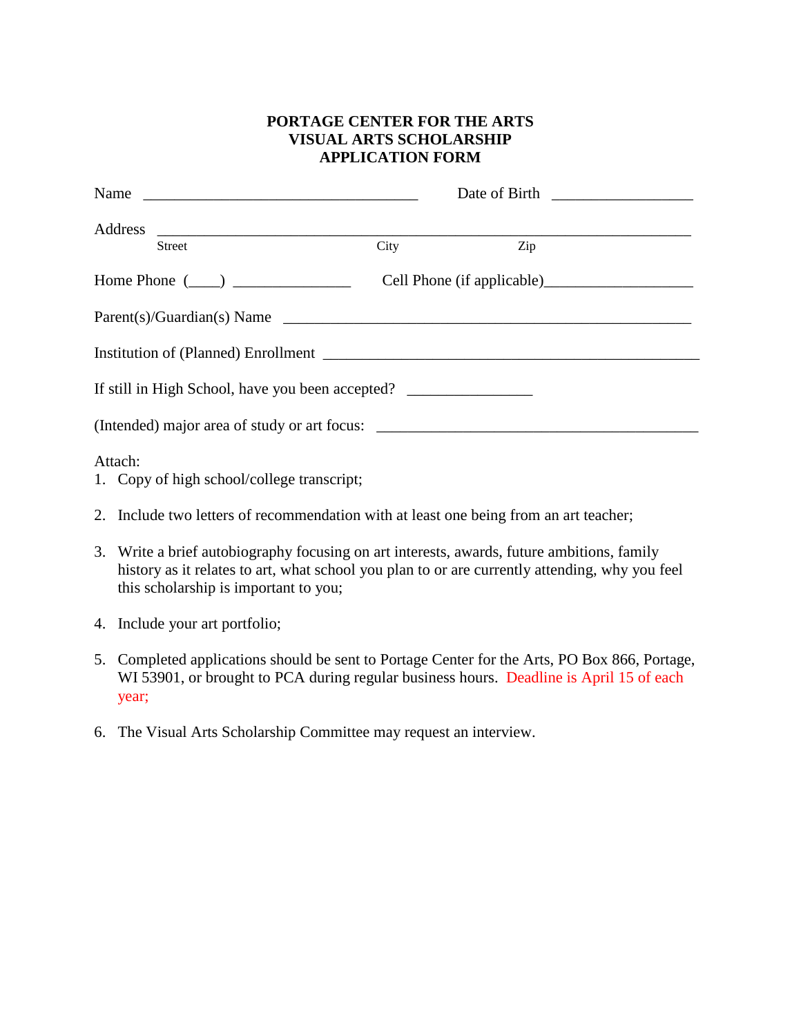# PORTAGE CENTER FOR THE ARTS
## VISUAL ARTS SCHOLARSHIP
## APPLICATION FORM

Name ___________________________________ Date of Birth __________________

Address ______________________________________________________________________
Street City Zip

Home Phone (____) _______________ Cell Phone (if applicable)___________________

Parent(s)/Guardian(s) Name _____________________________________________________

Institution of (Planned) Enrollment ______________________________________________

If still in High School, have you been accepted? ________________

(Intended) major area of study or art focus: ______________________________________

Attach:

1. Copy of high school/college transcript;
2. Include two letters of recommendation with at least one being from an art teacher;
3. Write a brief autobiography focusing on art interests, awards, future ambitions, family history as it relates to art, what school you plan to or are currently attending, why you feel this scholarship is important to you;
4. Include your art portfolio;
5. Completed applications should be sent to Portage Center for the Arts, PO Box 866, Portage, WI 53901, or brought to PCA during regular business hours. Deadline is April 15 of each year;
6. The Visual Arts Scholarship Committee may request an interview.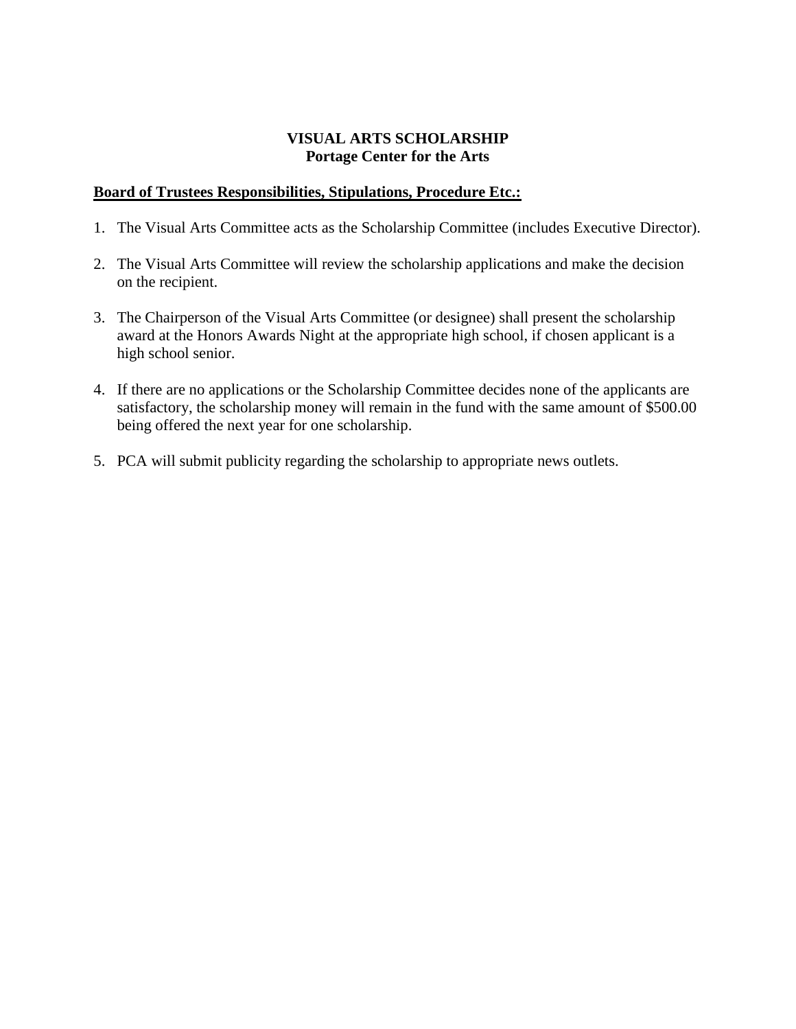**VISUAL ARTS SCHOLARSHIP**
**Portage Center for the Arts**

**Board of Trustees Responsibilities, Stipulations, Procedure Etc.:**

1. The Visual Arts Committee acts as the Scholarship Committee (includes Executive Director).

2. The Visual Arts Committee will review the scholarship applications and make the decision on the recipient.

3. The Chairperson of the Visual Arts Committee (or designee) shall present the scholarship award at the Honors Awards Night at the appropriate high school, if chosen applicant is a high school senior.

4. If there are no applications or the Scholarship Committee decides none of the applicants are satisfactory, the scholarship money will remain in the fund with the same amount of $500.00 being offered the next year for one scholarship.

5. PCA will submit publicity regarding the scholarship to appropriate news outlets.